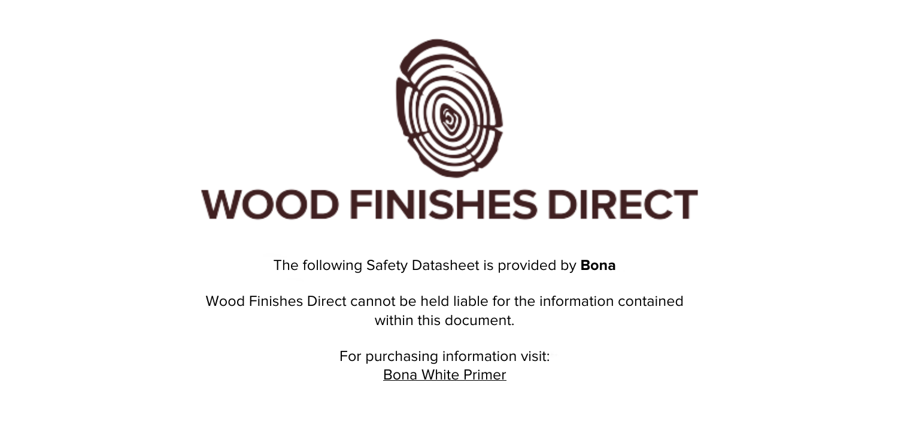# WOOD FINISHES DIRECT

The following Safety Datasheet is provided by **Bona**

Wood Finishes Direct cannot be held liable for the information contained within this document.

For purchasing information visit:
Bona White Primer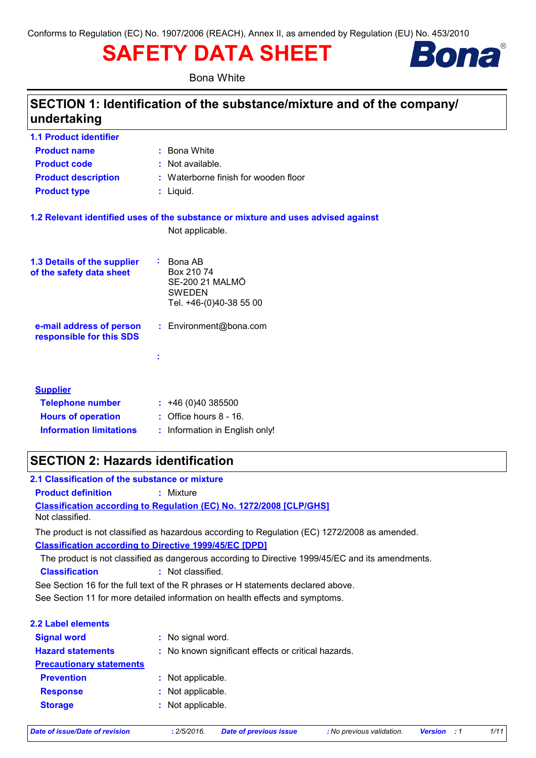Conforms to Regulation (EC) No. 1907/2006 (REACH), Annex II, as amended by Regulation (EU) No. 453/2010

# SAFETY DATA SHEET

Bona White

## SECTION 1: Identification of the substance/mixture and of the company/ undertaking

### 1.1 Product identifier

**Product name** : Bona White

**Product code** : Not available.

**Product description** : Waterborne finish for wooden floor

**Product type** : Liquid.

### 1.2 Relevant identified uses of the substance or mixture and uses advised against

Not applicable.

### 1.3 Details of the supplier of the safety data sheet

: Bona AB
Box 210 74
SE-200 21 MALMÖ
SWEDEN
Tel. +46-(0)40-38 55 00

**e-mail address of person responsible for this SDS** : Environment@bona.com

:

**Supplier**

**Telephone number** : +46 (0)40 385500

**Hours of operation** : Office hours 8 - 16.

**Information limitations** : Information in English only!

## SECTION 2: Hazards identification

### 2.1 Classification of the substance or mixture

**Product definition** : Mixture

**Classification according to Regulation (EC) No. 1272/2008 [CLP/GHS]**

Not classified.

The product is not classified as hazardous according to Regulation (EC) 1272/2008 as amended.

**Classification according to Directive 1999/45/EC [DPD]**

The product is not classified as dangerous according to Directive 1999/45/EC and its amendments.

**Classification** : Not classified.

See Section 16 for the full text of the R phrases or H statements declared above.

See Section 11 for more detailed information on health effects and symptoms.

### 2.2 Label elements

**Signal word** : No signal word.

**Hazard statements** : No known significant effects or critical hazards.

**Precautionary statements**

**Prevention** : Not applicable.

**Response** : Not applicable.

**Storage** : Not applicable.

*Date of issue/Date of revision* : 2/5/2016. *Date of previous issue* : No previous validation. *Version* : 1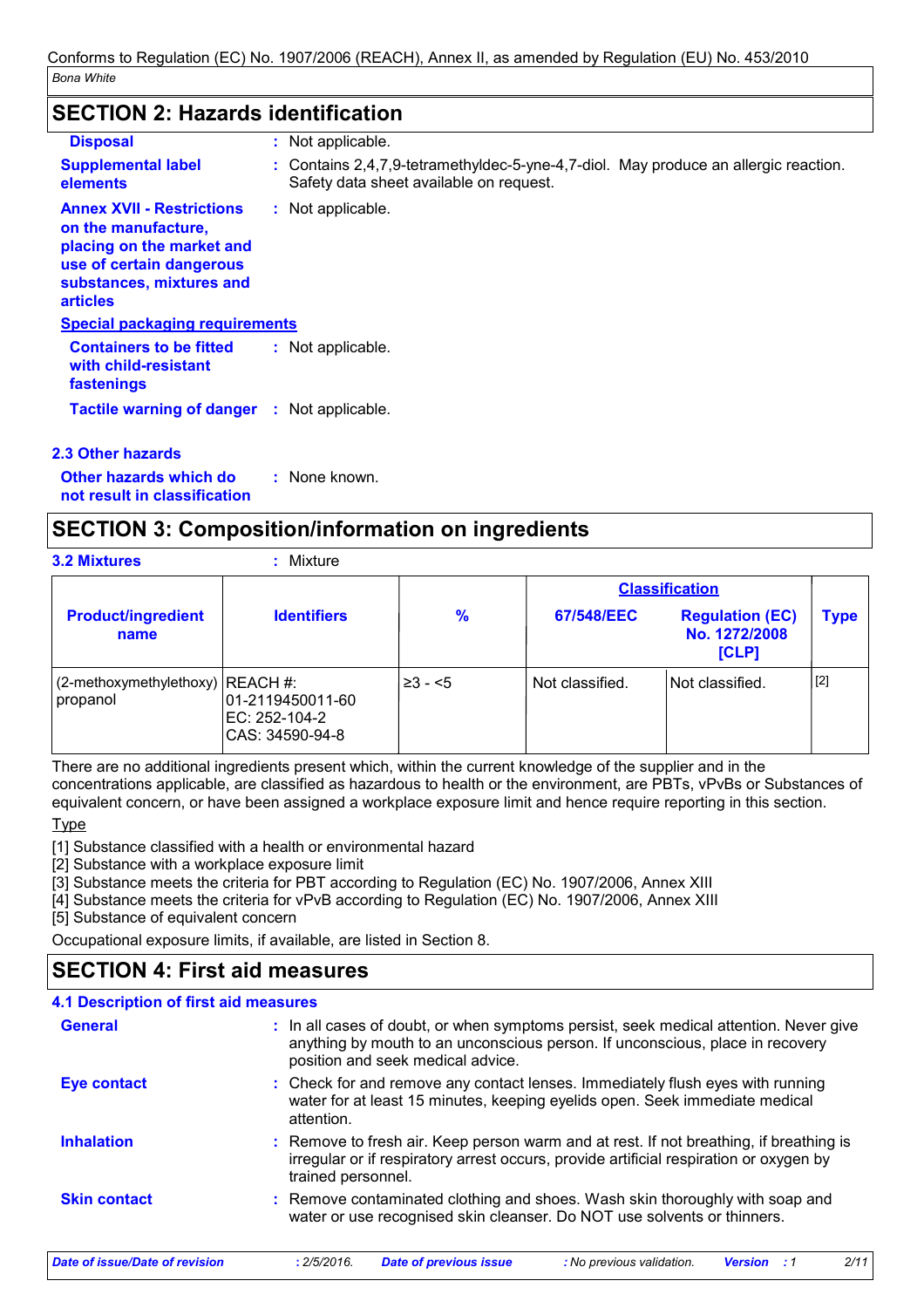## SECTION 2: Hazards identification

**Disposal** : Not applicable.

**Supplemental label elements** : Contains 2,4,7,9-tetramethyldec-5-yne-4,7-diol. May produce an allergic reaction. Safety data sheet available on request.

**Annex XVII - Restrictions on the manufacture, placing on the market and use of certain dangerous substances, mixtures and articles** : Not applicable.

**Special packaging requirements**

**Containers to be fitted with child-resistant fastenings** : Not applicable.

**Tactile warning of danger** : Not applicable.

### 2.3 Other hazards

**Other hazards which do not result in classification** : None known.

## SECTION 3: Composition/information on ingredients

**3.2 Mixtures** : Mixture

| Product/ingredient name | Identifiers | % | Classification | | Type |
|---|---|---|---|---|---|
| | | | 67/548/EEC | Regulation (EC) No. 1272/2008 [CLP] | |
| (2-methoxymethylethoxy) propanol | REACH #: 01-2119450011-60<br>EC: 252-104-2<br>CAS: 34590-94-8 | ≥3 - <5 | Not classified. | Not classified. | [2] |

There are no additional ingredients present which, within the current knowledge of the supplier and in the concentrations applicable, are classified as hazardous to health or the environment, are PBTs, vPvBs or Substances of equivalent concern, or have been assigned a workplace exposure limit and hence require reporting in this section.

Type

[1] Substance classified with a health or environmental hazard
[2] Substance with a workplace exposure limit
[3] Substance meets the criteria for PBT according to Regulation (EC) No. 1907/2006, Annex XIII
[4] Substance meets the criteria for vPvB according to Regulation (EC) No. 1907/2006, Annex XIII
[5] Substance of equivalent concern

Occupational exposure limits, if available, are listed in Section 8.

## SECTION 4: First aid measures

### 4.1 Description of first aid measures

**General** : In all cases of doubt, or when symptoms persist, seek medical attention. Never give anything by mouth to an unconscious person. If unconscious, place in recovery position and seek medical advice.

**Eye contact** : Check for and remove any contact lenses. Immediately flush eyes with running water for at least 15 minutes, keeping eyelids open. Seek immediate medical attention.

**Inhalation** : Remove to fresh air. Keep person warm and at rest. If not breathing, if breathing is irregular or if respiratory arrest occurs, provide artificial respiration or oxygen by trained personnel.

**Skin contact** : Remove contaminated clothing and shoes. Wash skin thoroughly with soap and water or use recognised skin cleanser. Do NOT use solvents or thinners.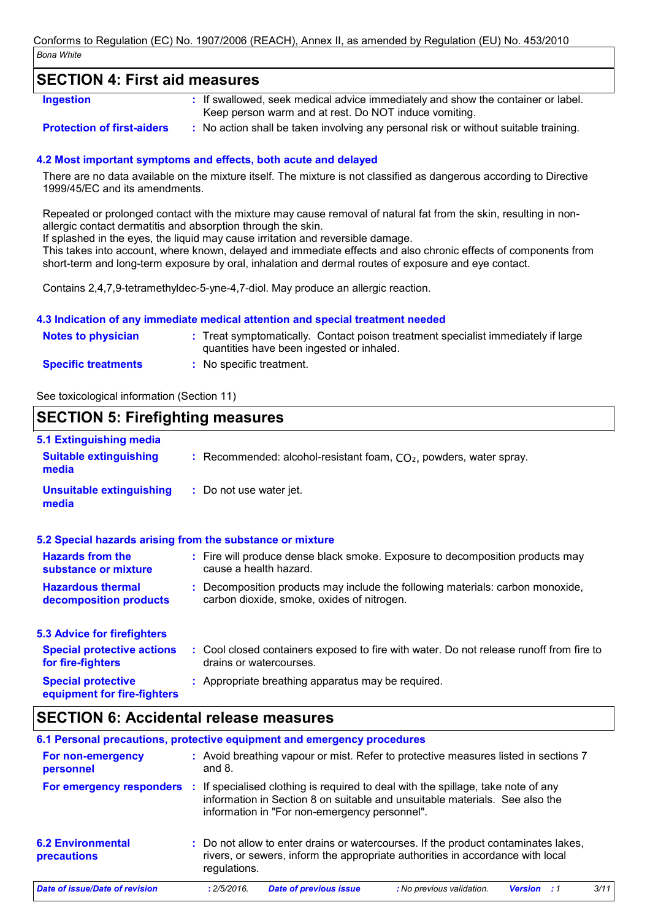## SECTION 4: First aid measures

| | |
|---|---|
| **Ingestion** | : If swallowed, seek medical advice immediately and show the container or label. Keep person warm and at rest. Do NOT induce vomiting. |
| **Protection of first-aiders** | : No action shall be taken involving any personal risk or without suitable training. |

### 4.2 Most important symptoms and effects, both acute and delayed

There are no data available on the mixture itself. The mixture is not classified as dangerous according to Directive 1999/45/EC and its amendments.

Repeated or prolonged contact with the mixture may cause removal of natural fat from the skin, resulting in non-allergic contact dermatitis and absorption through the skin.
If splashed in the eyes, the liquid may cause irritation and reversible damage.
This takes into account, where known, delayed and immediate effects and also chronic effects of components from short-term and long-term exposure by oral, inhalation and dermal routes of exposure and eye contact.

Contains 2,4,7,9-tetramethyldec-5-yne-4,7-diol. May produce an allergic reaction.

### 4.3 Indication of any immediate medical attention and special treatment needed

| | |
|---|---|
| **Notes to physician** | : Treat symptomatically. Contact poison treatment specialist immediately if large quantities have been ingested or inhaled. |
| **Specific treatments** | : No specific treatment. |

See toxicological information (Section 11)

## SECTION 5: Firefighting measures

### 5.1 Extinguishing media

| | |
|---|---|
| **Suitable extinguishing media** | : Recommended: alcohol-resistant foam, $CO_2$, powders, water spray. |
| **Unsuitable extinguishing media** | : Do not use water jet. |

### 5.2 Special hazards arising from the substance or mixture

| | |
|---|---|
| **Hazards from the substance or mixture** | : Fire will produce dense black smoke. Exposure to decomposition products may cause a health hazard. |
| **Hazardous thermal decomposition products** | : Decomposition products may include the following materials: carbon monoxide, carbon dioxide, smoke, oxides of nitrogen. |

### 5.3 Advice for firefighters

| | |
|---|---|
| **Special protective actions for fire-fighters** | : Cool closed containers exposed to fire with water. Do not release runoff from fire to drains or watercourses. |
| **Special protective equipment for fire-fighters** | : Appropriate breathing apparatus may be required. |

## SECTION 6: Accidental release measures

### 6.1 Personal precautions, protective equipment and emergency procedures

| | |
|---|---|
| **For non-emergency personnel** | : Avoid breathing vapour or mist. Refer to protective measures listed in sections 7 and 8. |
| **For emergency responders** | : If specialised clothing is required to deal with the spillage, take note of any information in Section 8 on suitable and unsuitable materials. See also the information in "For non-emergency personnel". |

| | |
|---|---|
| **6.2 Environmental precautions** | : Do not allow to enter drains or watercourses. If the product contaminates lakes, rivers, or sewers, inform the appropriate authorities in accordance with local regulations. |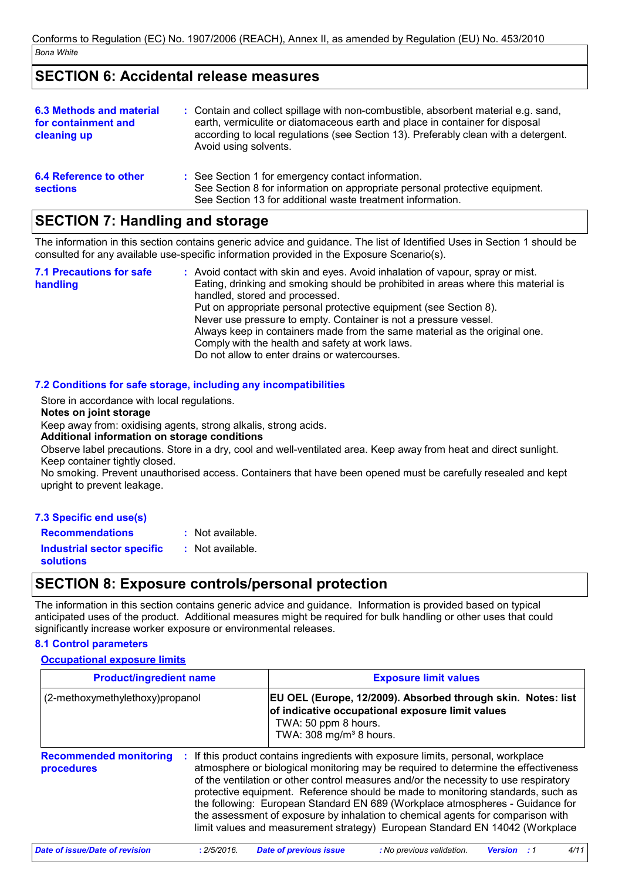## SECTION 6: Accidental release measures

**6.3 Methods and material for containment and cleaning up** : Contain and collect spillage with non-combustible, absorbent material e.g. sand, earth, vermiculite or diatomaceous earth and place in container for disposal according to local regulations (see Section 13). Preferably clean with a detergent. Avoid using solvents.

**6.4 Reference to other sections** : See Section 1 for emergency contact information.
See Section 8 for information on appropriate personal protective equipment.
See Section 13 for additional waste treatment information.

## SECTION 7: Handling and storage

The information in this section contains generic advice and guidance. The list of Identified Uses in Section 1 should be consulted for any available use-specific information provided in the Exposure Scenario(s).

**7.1 Precautions for safe handling** : Avoid contact with skin and eyes. Avoid inhalation of vapour, spray or mist.
Eating, drinking and smoking should be prohibited in areas where this material is handled, stored and processed.
Put on appropriate personal protective equipment (see Section 8).
Never use pressure to empty. Container is not a pressure vessel.
Always keep in containers made from the same material as the original one.
Comply with the health and safety at work laws.
Do not allow to enter drains or watercourses.

### 7.2 Conditions for safe storage, including any incompatibilities

Store in accordance with local regulations.

**Notes on joint storage**

Keep away from: oxidising agents, strong alkalis, strong acids.

**Additional information on storage conditions**

Observe label precautions. Store in a dry, cool and well-ventilated area. Keep away from heat and direct sunlight. Keep container tightly closed.
No smoking. Prevent unauthorised access. Containers that have been opened must be carefully resealed and kept upright to prevent leakage.

### 7.3 Specific end use(s)

**Recommendations** : Not available.

**Industrial sector specific solutions** : Not available.

## SECTION 8: Exposure controls/personal protection

The information in this section contains generic advice and guidance. Information is provided based on typical anticipated uses of the product. Additional measures might be required for bulk handling or other uses that could significantly increase worker exposure or environmental releases.

### 8.1 Control parameters

**Occupational exposure limits**

| Product/ingredient name | Exposure limit values |
|---|---|
| (2-methoxymethylethoxy)propanol | **EU OEL (Europe, 12/2009). Absorbed through skin. Notes: list of indicative occupational exposure limit values**<br>TWA: 50 ppm 8 hours.<br>TWA: 308 mg/m³ 8 hours. |

**Recommended monitoring procedures** : If this product contains ingredients with exposure limits, personal, workplace atmosphere or biological monitoring may be required to determine the effectiveness of the ventilation or other control measures and/or the necessity to use respiratory protective equipment. Reference should be made to monitoring standards, such as the following: European Standard EN 689 (Workplace atmospheres - Guidance for the assessment of exposure by inhalation to chemical agents for comparison with limit values and measurement strategy) European Standard EN 14042 (Workplace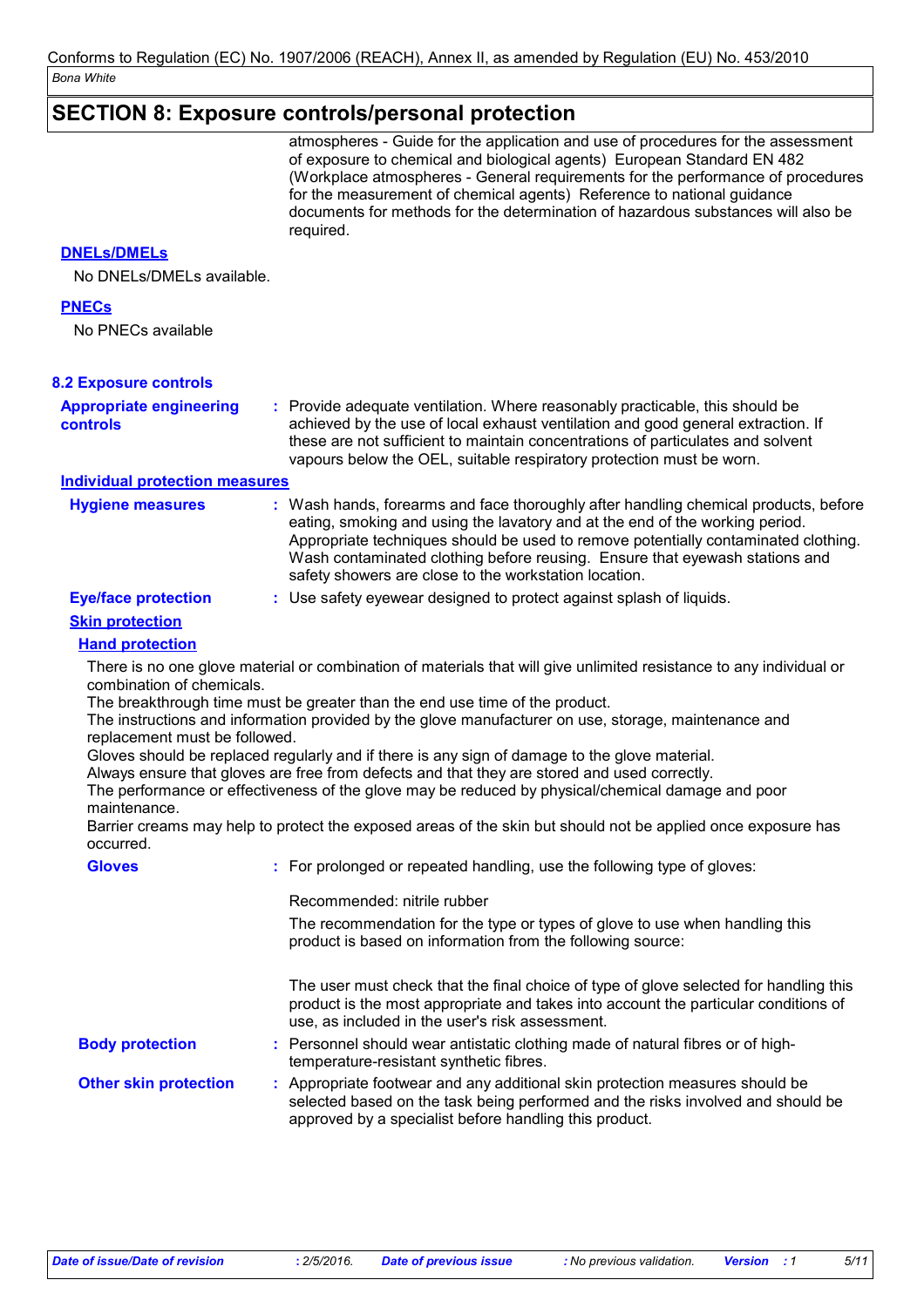## SECTION 8: Exposure controls/personal protection

atmospheres - Guide for the application and use of procedures for the assessment of exposure to chemical and biological agents) European Standard EN 482 (Workplace atmospheres - General requirements for the performance of procedures for the measurement of chemical agents) Reference to national guidance documents for methods for the determination of hazardous substances will also be required.

**DNELs/DMELs**

No DNELs/DMELs available.

**PNECs**

No PNECs available

### 8.2 Exposure controls

**Appropriate engineering controls** : Provide adequate ventilation. Where reasonably practicable, this should be achieved by the use of local exhaust ventilation and good general extraction. If these are not sufficient to maintain concentrations of particulates and solvent vapours below the OEL, suitable respiratory protection must be worn.

**Individual protection measures**

**Hygiene measures** : Wash hands, forearms and face thoroughly after handling chemical products, before eating, smoking and using the lavatory and at the end of the working period. Appropriate techniques should be used to remove potentially contaminated clothing. Wash contaminated clothing before reusing. Ensure that eyewash stations and safety showers are close to the workstation location.

**Eye/face protection** : Use safety eyewear designed to protect against splash of liquids.

**Skin protection**

**Hand protection**

There is no one glove material or combination of materials that will give unlimited resistance to any individual or combination of chemicals.
The breakthrough time must be greater than the end use time of the product.
The instructions and information provided by the glove manufacturer on use, storage, maintenance and replacement must be followed.
Gloves should be replaced regularly and if there is any sign of damage to the glove material.
Always ensure that gloves are free from defects and that they are stored and used correctly.
The performance or effectiveness of the glove may be reduced by physical/chemical damage and poor maintenance.
Barrier creams may help to protect the exposed areas of the skin but should not be applied once exposure has occurred.

**Gloves** : For prolonged or repeated handling, use the following type of gloves:

Recommended: nitrile rubber

The recommendation for the type or types of glove to use when handling this product is based on information from the following source:

The user must check that the final choice of type of glove selected for handling this product is the most appropriate and takes into account the particular conditions of use, as included in the user's risk assessment.

**Body protection** : Personnel should wear antistatic clothing made of natural fibres or of high-temperature-resistant synthetic fibres.

**Other skin protection** : Appropriate footwear and any additional skin protection measures should be selected based on the task being performed and the risks involved and should be approved by a specialist before handling this product.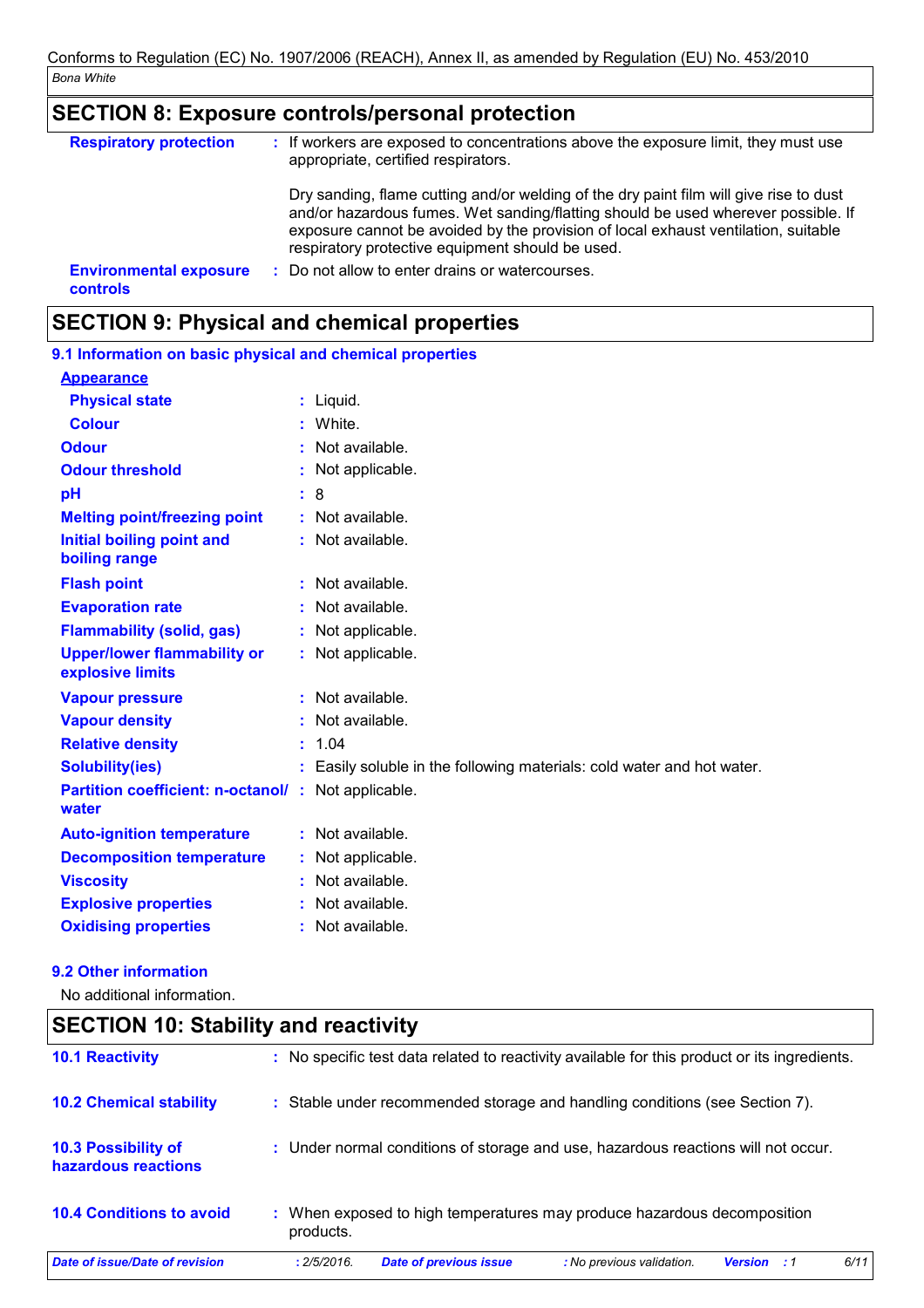## SECTION 8: Exposure controls/personal protection

| | |
|---|---|
| **Respiratory protection** | : If workers are exposed to concentrations above the exposure limit, they must use appropriate, certified respirators.<br><br>Dry sanding, flame cutting and/or welding of the dry paint film will give rise to dust and/or hazardous fumes. Wet sanding/flatting should be used wherever possible. If exposure cannot be avoided by the provision of local exhaust ventilation, suitable respiratory protective equipment should be used. |
| **Environmental exposure controls** | : Do not allow to enter drains or watercourses. |

## SECTION 9: Physical and chemical properties

### 9.1 Information on basic physical and chemical properties

**Appearance**

| | |
|---|---|
| **Physical state** | : Liquid. |
| **Colour** | : White. |
| **Odour** | : Not available. |
| **Odour threshold** | : Not applicable. |
| **pH** | : 8 |
| **Melting point/freezing point** | : Not available. |
| **Initial boiling point and boiling range** | : Not available. |
| **Flash point** | : Not available. |
| **Evaporation rate** | : Not available. |
| **Flammability (solid, gas)** | : Not applicable. |
| **Upper/lower flammability or explosive limits** | : Not applicable. |
| **Vapour pressure** | : Not available. |
| **Vapour density** | : Not available. |
| **Relative density** | : 1.04 |
| **Solubility(ies)** | : Easily soluble in the following materials: cold water and hot water. |
| **Partition coefficient: n-octanol/water** | : Not applicable. |
| **Auto-ignition temperature** | : Not available. |
| **Decomposition temperature** | : Not applicable. |
| **Viscosity** | : Not available. |
| **Explosive properties** | : Not available. |
| **Oxidising properties** | : Not available. |

### 9.2 Other information

No additional information.

## SECTION 10: Stability and reactivity

| | |
|---|---|
| **10.1 Reactivity** | : No specific test data related to reactivity available for this product or its ingredients. |
| **10.2 Chemical stability** | : Stable under recommended storage and handling conditions (see Section 7). |
| **10.3 Possibility of hazardous reactions** | : Under normal conditions of storage and use, hazardous reactions will not occur. |
| **10.4 Conditions to avoid** | : When exposed to high temperatures may produce hazardous decomposition products. |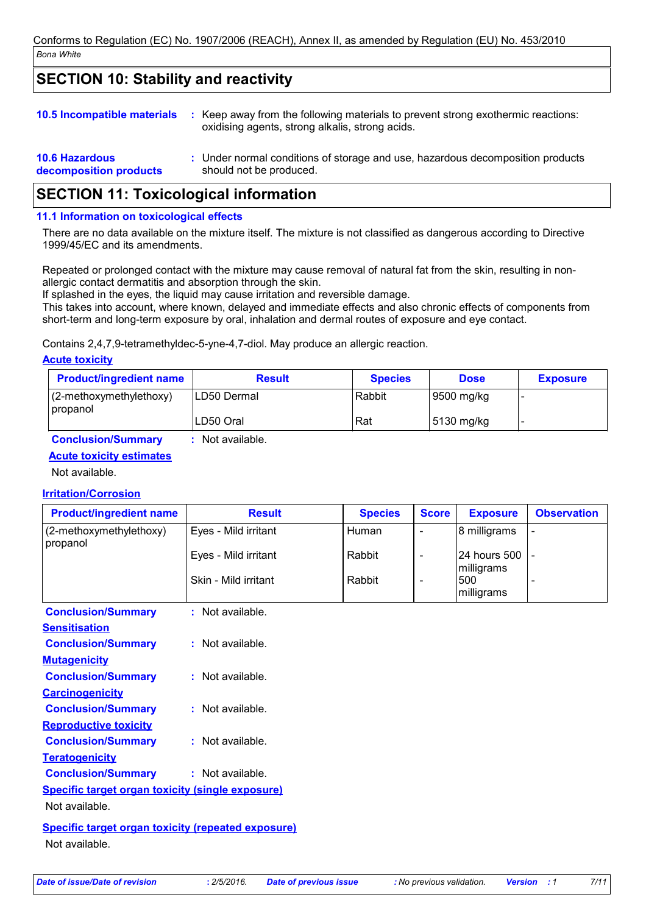## SECTION 10: Stability and reactivity

**10.5 Incompatible materials** : Keep away from the following materials to prevent strong exothermic reactions: oxidising agents, strong alkalis, strong acids.

**10.6 Hazardous decomposition products** : Under normal conditions of storage and use, hazardous decomposition products should not be produced.

## SECTION 11: Toxicological information

### 11.1 Information on toxicological effects

There are no data available on the mixture itself. The mixture is not classified as dangerous according to Directive 1999/45/EC and its amendments.

Repeated or prolonged contact with the mixture may cause removal of natural fat from the skin, resulting in non-allergic contact dermatitis and absorption through the skin.
If splashed in the eyes, the liquid may cause irritation and reversible damage.
This takes into account, where known, delayed and immediate effects and also chronic effects of components from short-term and long-term exposure by oral, inhalation and dermal routes of exposure and eye contact.

Contains 2,4,7,9-tetramethyldec-5-yne-4,7-diol. May produce an allergic reaction.

**Acute toxicity**

| Product/ingredient name | Result | Species | Dose | Exposure |
|---|---|---|---|---|
| (2-methoxymethylethoxy) propanol | LD50 Dermal | Rabbit | 9500 mg/kg | - |
| | LD50 Oral | Rat | 5130 mg/kg | - |

**Conclusion/Summary** : Not available.

**Acute toxicity estimates**

Not available.

**Irritation/Corrosion**

| Product/ingredient name | Result | Species | Score | Exposure | Observation |
|---|---|---|---|---|---|
| (2-methoxymethylethoxy) propanol | Eyes - Mild irritant | Human | - | 8 milligrams | - |
| | Eyes - Mild irritant | Rabbit | - | 24 hours 500 milligrams | - |
| | Skin - Mild irritant | Rabbit | - | 500 milligrams | - |

**Conclusion/Summary** : Not available.

**Sensitisation**

**Conclusion/Summary** : Not available.

**Mutagenicity**

**Conclusion/Summary** : Not available.

**Carcinogenicity**

**Conclusion/Summary** : Not available.

**Reproductive toxicity**

**Conclusion/Summary** : Not available.

**Teratogenicity**

**Conclusion/Summary** : Not available.

**Specific target organ toxicity (single exposure)**

Not available.

**Specific target organ toxicity (repeated exposure)**

Not available.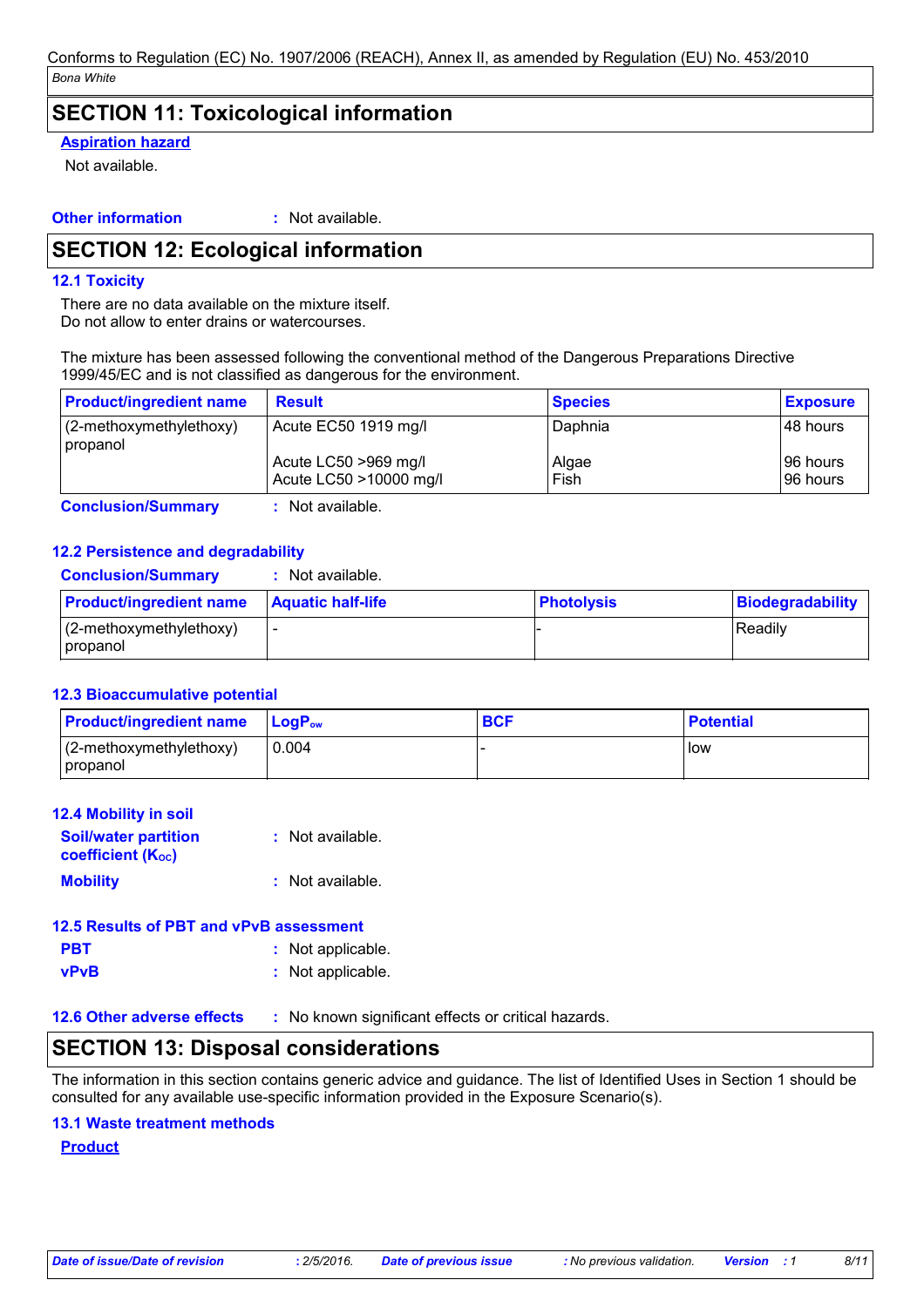## SECTION 11: Toxicological information

**Aspiration hazard**

Not available.

**Other information** : Not available.

## SECTION 12: Ecological information

### 12.1 Toxicity

There are no data available on the mixture itself.
Do not allow to enter drains or watercourses.

The mixture has been assessed following the conventional method of the Dangerous Preparations Directive 1999/45/EC and is not classified as dangerous for the environment.

| Product/ingredient name | Result | Species | Exposure |
|---|---|---|---|
| (2-methoxymethylethoxy) propanol | Acute EC50 1919 mg/l | Daphnia | 48 hours |
| | Acute LC50 >969 mg/l | Algae | 96 hours |
| | Acute LC50 >10000 mg/l | Fish | 96 hours |

**Conclusion/Summary** : Not available.

### 12.2 Persistence and degradability

**Conclusion/Summary** : Not available.

| Product/ingredient name | Aquatic half-life | Photolysis | Biodegradability |
|---|---|---|---|
| (2-methoxymethylethoxy) propanol | - | - | Readily |

### 12.3 Bioaccumulative potential

| Product/ingredient name | $LogP_{ow}$ | BCF | Potential |
|---|---|---|---|
| (2-methoxymethylethoxy) propanol | 0.004 | - | low |

### 12.4 Mobility in soil

**Soil/water partition coefficient ($K_{OC}$)** : Not available.

**Mobility** : Not available.

### 12.5 Results of PBT and vPvB assessment

**PBT** : Not applicable.

**vPvB** : Not applicable.

### 12.6 Other adverse effects : No known significant effects or critical hazards.

## SECTION 13: Disposal considerations

The information in this section contains generic advice and guidance. The list of Identified Uses in Section 1 should be consulted for any available use-specific information provided in the Exposure Scenario(s).

### 13.1 Waste treatment methods

**Product**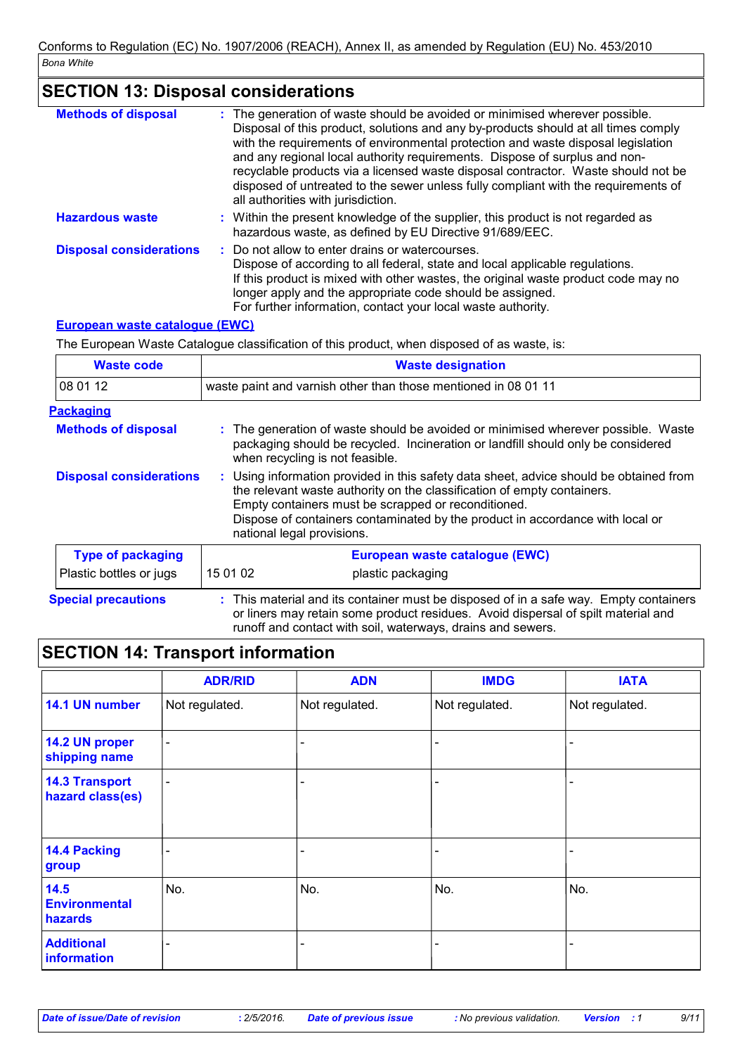## SECTION 13: Disposal considerations

**Methods of disposal** : The generation of waste should be avoided or minimised wherever possible. Disposal of this product, solutions and any by-products should at all times comply with the requirements of environmental protection and waste disposal legislation and any regional local authority requirements. Dispose of surplus and non-recyclable products via a licensed waste disposal contractor. Waste should not be disposed of untreated to the sewer unless fully compliant with the requirements of all authorities with jurisdiction.

**Hazardous waste** : Within the present knowledge of the supplier, this product is not regarded as hazardous waste, as defined by EU Directive 91/689/EEC.

**Disposal considerations** : Do not allow to enter drains or watercourses.
Dispose of according to all federal, state and local applicable regulations.
If this product is mixed with other wastes, the original waste product code may no longer apply and the appropriate code should be assigned.
For further information, contact your local waste authority.

**European waste catalogue (EWC)**

The European Waste Catalogue classification of this product, when disposed of as waste, is:

| Waste code | Waste designation |
|---|---|
| 08 01 12 | waste paint and varnish other than those mentioned in 08 01 11 |

**Packaging**

**Methods of disposal** : The generation of waste should be avoided or minimised wherever possible. Waste packaging should be recycled. Incineration or landfill should only be considered when recycling is not feasible.

**Disposal considerations** : Using information provided in this safety data sheet, advice should be obtained from the relevant waste authority on the classification of empty containers.
Empty containers must be scrapped or reconditioned.
Dispose of containers contaminated by the product in accordance with local or national legal provisions.

| Type of packaging | European waste catalogue (EWC) | |
|---|---|---|
| Plastic bottles or jugs | 15 01 02 | plastic packaging |

**Special precautions** : This material and its container must be disposed of in a safe way. Empty containers or liners may retain some product residues. Avoid dispersal of spilt material and runoff and contact with soil, waterways, drains and sewers.

## SECTION 14: Transport information

| | ADR/RID | ADN | IMDG | IATA |
|---|---|---|---|---|
| **14.1 UN number** | Not regulated. | Not regulated. | Not regulated. | Not regulated. |
| **14.2 UN proper shipping name** | - | - | - | - |
| **14.3 Transport hazard class(es)** | - | - | - | - |
| **14.4 Packing group** | - | - | - | - |
| **14.5 Environmental hazards** | No. | No. | No. | No. |
| **Additional information** | - | - | - | - |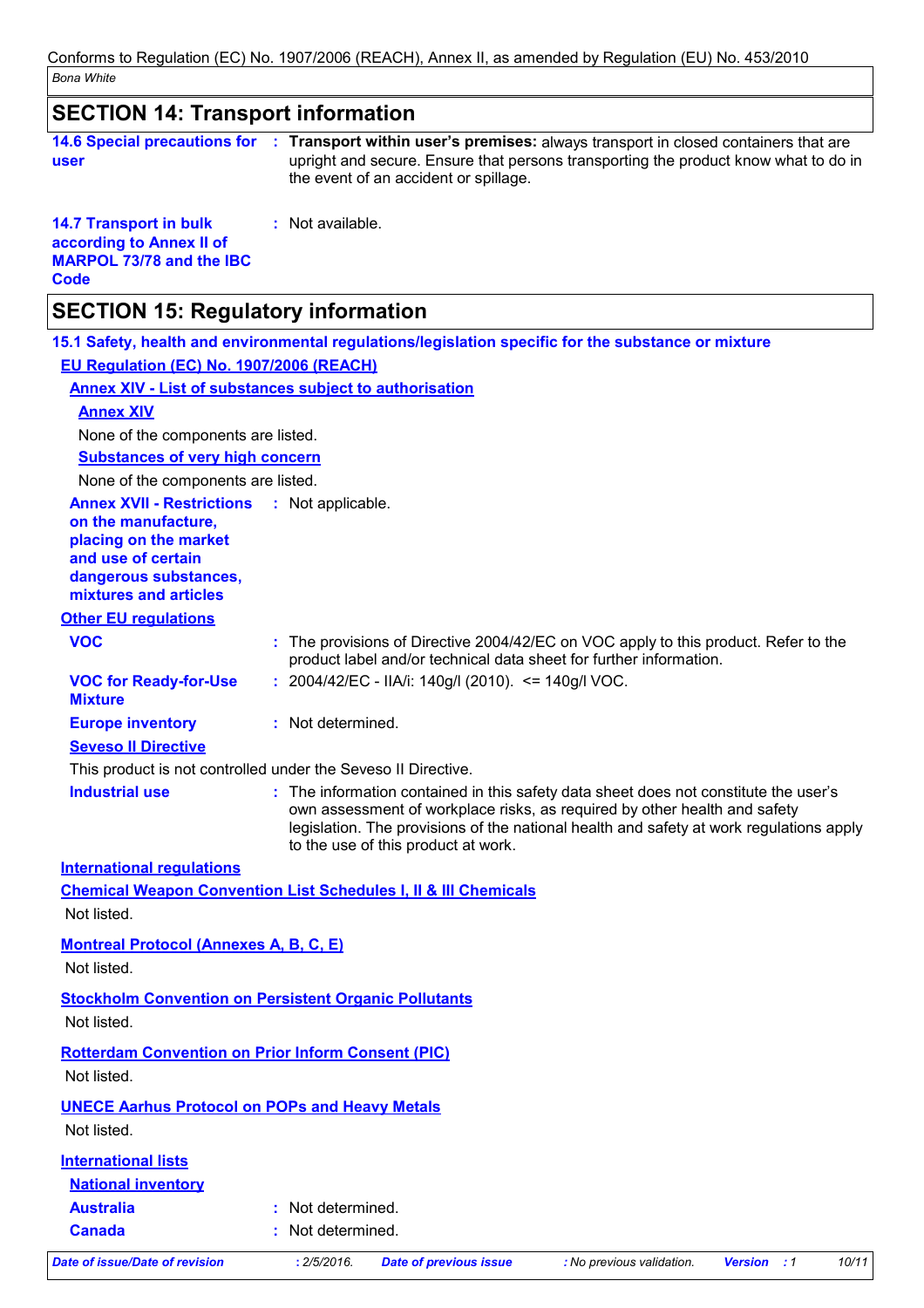## SECTION 14: Transport information

**14.6 Special precautions for user** : **Transport within user's premises:** always transport in closed containers that are upright and secure. Ensure that persons transporting the product know what to do in the event of an accident or spillage.

**14.7 Transport in bulk according to Annex II of MARPOL 73/78 and the IBC Code** : Not available.

## SECTION 15: Regulatory information

### 15.1 Safety, health and environmental regulations/legislation specific for the substance or mixture

**EU Regulation (EC) No. 1907/2006 (REACH)**

**Annex XIV - List of substances subject to authorisation**

**Annex XIV**

None of the components are listed.

**Substances of very high concern**

None of the components are listed.

**Annex XVII - Restrictions on the manufacture, placing on the market and use of certain dangerous substances, mixtures and articles** : Not applicable.

**Other EU regulations**

**VOC** : The provisions of Directive 2004/42/EC on VOC apply to this product. Refer to the product label and/or technical data sheet for further information.

**VOC for Ready-for-Use Mixture** : 2004/42/EC - IIA/i: 140g/l (2010). <= 140g/l VOC.

**Europe inventory** : Not determined.

**Seveso II Directive**

This product is not controlled under the Seveso II Directive.

**Industrial use** : The information contained in this safety data sheet does not constitute the user's own assessment of workplace risks, as required by other health and safety legislation. The provisions of the national health and safety at work regulations apply to the use of this product at work.

**International regulations**

**Chemical Weapon Convention List Schedules I, II & III Chemicals**

Not listed.

**Montreal Protocol (Annexes A, B, C, E)**

Not listed.

**Stockholm Convention on Persistent Organic Pollutants**

Not listed.

**Rotterdam Convention on Prior Inform Consent (PIC)**

Not listed.

**UNECE Aarhus Protocol on POPs and Heavy Metals**

Not listed.

**International lists**

**National inventory**

**Australia** : Not determined.

**Canada** : Not determined.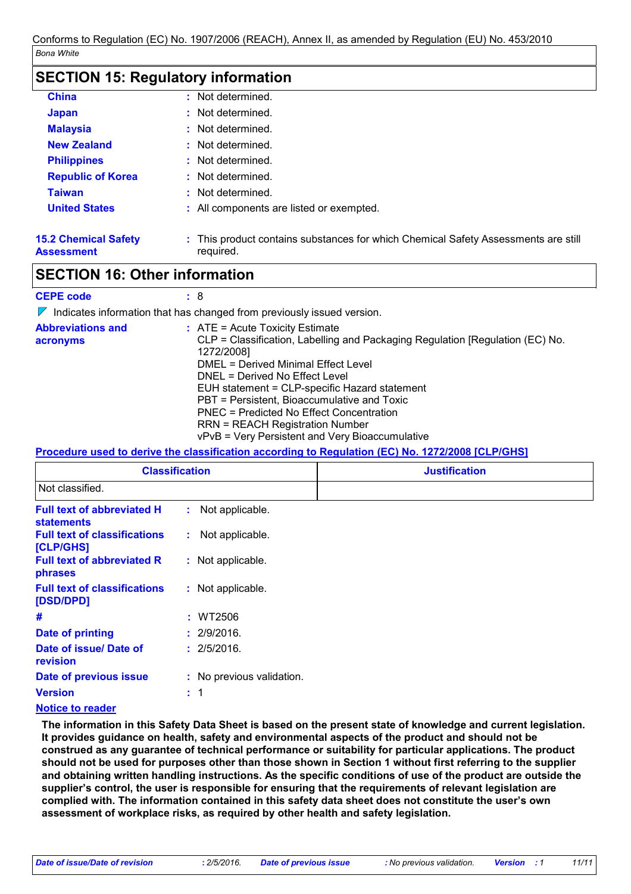## SECTION 15: Regulatory information

| | |
|---|---|
| **China** | : Not determined. |
| **Japan** | : Not determined. |
| **Malaysia** | : Not determined. |
| **New Zealand** | : Not determined. |
| **Philippines** | : Not determined. |
| **Republic of Korea** | : Not determined. |
| **Taiwan** | : Not determined. |
| **United States** | : All components are listed or exempted. |

**15.2 Chemical Safety Assessment** : This product contains substances for which Chemical Safety Assessments are still required.

## SECTION 16: Other information

**CEPE code** : 8

Indicates information that has changed from previously issued version.

**Abbreviations and acronyms** :
ATE = Acute Toxicity Estimate
CLP = Classification, Labelling and Packaging Regulation [Regulation (EC) No. 1272/2008]
DMEL = Derived Minimal Effect Level
DNEL = Derived No Effect Level
EUH statement = CLP-specific Hazard statement
PBT = Persistent, Bioaccumulative and Toxic
PNEC = Predicted No Effect Concentration
RRN = REACH Registration Number
vPvB = Very Persistent and Very Bioaccumulative

**Procedure used to derive the classification according to Regulation (EC) No. 1272/2008 [CLP/GHS]**

| Classification | Justification |
|---|---|
| Not classified. | |

**Full text of abbreviated H statements** : Not applicable.

**Full text of classifications [CLP/GHS]** : Not applicable.

**Full text of abbreviated R phrases** : Not applicable.

**Full text of classifications [DSD/DPD]** : Not applicable.

**#** : WT2506

**Date of printing** : 2/9/2016.

**Date of issue/ Date of revision** : 2/5/2016.

**Date of previous issue** : No previous validation.

**Version** : 1

**Notice to reader**

**The information in this Safety Data Sheet is based on the present state of knowledge and current legislation. It provides guidance on health, safety and environmental aspects of the product and should not be construed as any guarantee of technical performance or suitability for particular applications. The product should not be used for purposes other than those shown in Section 1 without first referring to the supplier and obtaining written handling instructions. As the specific conditions of use of the product are outside the supplier's control, the user is responsible for ensuring that the requirements of relevant legislation are complied with. The information contained in this safety data sheet does not constitute the user's own assessment of workplace risks, as required by other health and safety legislation.**